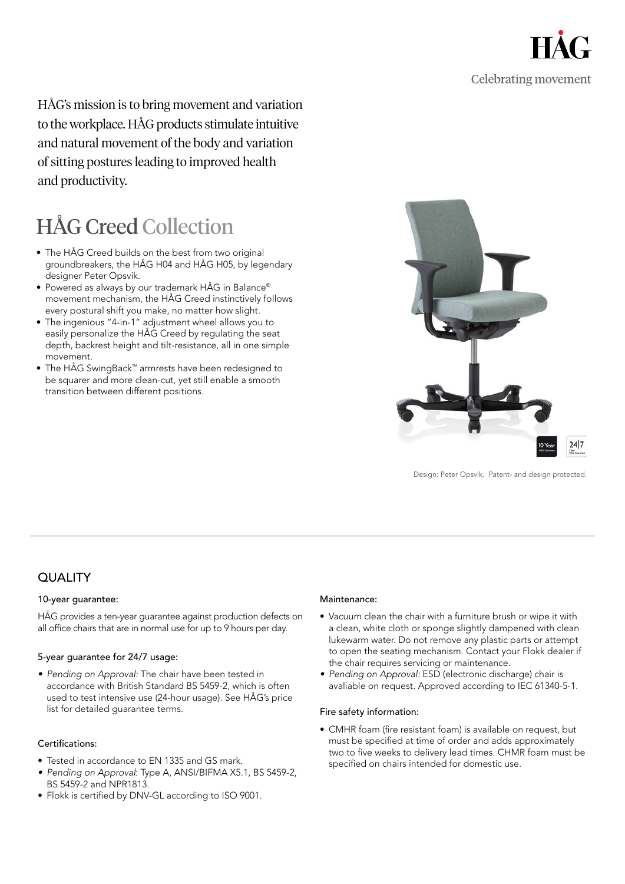HÅG

Celebrating movement

HÅG's mission is to bring movement and variation to the workplace. HÅG products stimulate intuitive and natural movement of the body and variation of sitting postures leading to improved health and productivity.

# HÅG Creed Collection

- The HÅG Creed builds on the best from two original groundbreakers, the HÅG H04 and HÅG H05, by legendary designer Peter Opsvik.
- Powered as always by our trademark HÅG in Balance® movement mechanism, the HÅG Creed instinctively follows every postural shift you make, no matter how slight.
- The ingenious "4-in-1" adjustment wheel allows you to easily personalize the HÅG Creed by regulating the seat depth, backrest height and tilt-resistance, all in one simple movement.
- The HÅG SwingBack™ armrests have been redesigned to be squarer and more clean-cut, yet still enable a smooth transition between different positions.

Design: Peter Opsvik. Patent- and design protected.

## QUALITY

#### 10-year guarantee:

HÅG provides a ten-year guarantee against production defects on all office chairs that are in normal use for up to 9 hours per day.

#### 5-year guarantee for 24/7 usage:

- *Pending on Approval:* The chair have been tested in accordance with British Standard BS 5459-2, which is often used to test intensive use (24-hour usage). See HÅG's price list for detailed guarantee terms.

#### Certifications:

- Tested in accordance to EN 1335 and GS mark.
- *Pending on Approval*: Type A, ANSI/BIFMA X5.1, BS 5459-2, BS 5459-2 and NPR1813.
- Flokk is certified by DNV-GL according to ISO 9001.

#### Maintenance:

- Vacuum clean the chair with a furniture brush or wipe it with a clean, white cloth or sponge slightly dampened with clean lukewarm water. Do not remove any plastic parts or attempt to open the seating mechanism. Contact your Flokk dealer if the chair requires servicing or maintenance.
- *Pending on Approval:* ESD (electronic discharge) chair is avaliable on request. Approved according to IEC 61340-5-1.

#### Fire safety information:

- CMHR foam (fire resistant foam) is available on request, but must be specified at time of order and adds approximately two to five weeks to delivery lead times. CHMR foam must be specified on chairs intended for domestic use.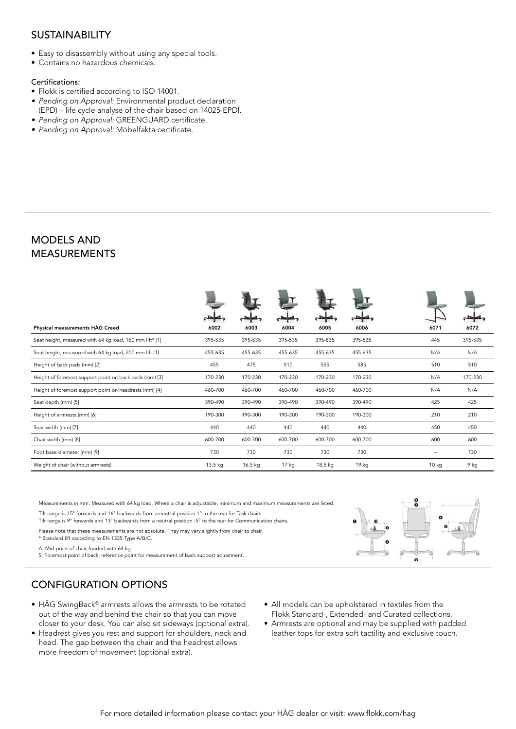## SUSTAINABILITY

- Easy to disassembly without using any special tools.
- Contains no hazardous chemicals.

**Certifications:**

- Flokk is certified according to ISO 14001.
- *Pending on Approval:* Environmental product declaration (EPD) – life cycle analyse of the chair based on 14025-EPDI.
- *Pending on Approval:* GREENGUARD certificate.
- *Pending on Approval:* Möbelfakta certificate.

## MODELS AND MEASUREMENTS

| Physical measurements HÅG Creed | 6002 | 6003 | 6004 | 6005 | 6006 | 6071 | 6072 |
|---|---|---|---|---|---|---|---|
| Seat height, measured with 64 kg load, 150 mm lift* [1] | 395-535 | 395-535 | 395-535 | 395-535 | 395-535 | 445 | 395-535 |
| Seat height, measured with 64 kg load, 200 mm lift [1] | 455-635 | 455-635 | 455-635 | 455-635 | 455-635 | N/A | N/A |
| Height of back pads (mm) [2] | 455 | 475 | 510 | 555 | 585 | 510 | 510 |
| Height of foremost support point on back pads (mm) [3] | 170-230 | 170-230 | 170-230 | 170-230 | 170-230 | N/A | 170-230 |
| Height of foremost support point on headrests (mm) [4] | 460-700 | 460-700 | 460-700 | 460-700 | 460-700 | N/A | N/A |
| Seat depth (mm) [5] | 390-490 | 390-490 | 390-490 | 390-490 | 390-490 | 425 | 425 |
| Height of armrests (mm) [6] | 190-300 | 190-300 | 190-300 | 190-300 | 190-300 | 210 | 210 |
| Seat width (mm) [7] | 440 | 440 | 440 | 440 | 440 | 450 | 450 |
| Chair width (mm) [8] | 600-700 | 600-700 | 600-700 | 600-700 | 600-700 | 600 | 600 |
| Foot base diameter (mm) [9] | 730 | 730 | 730 | 730 | 730 | – | 730 |
| Weight of chair (without armrests) | 13,5 kg | 16,5 kg | 17 kg | 18,5 kg | 19 kg | 10 kg | 9 kg |

Measurements in mm. Measured with 64 kg load. Where a chair is adjustable, minimum and maximum measurements are listed.

Tilt range is 15° forwards and 16° backwards from a neutral position 1° to the rear for Task chairs.
Tilt range is 9° forwards and 13° backwards from a neutral position -5° to the rear for Communication chairs.

Please note that these measurements are not absolute. They may vary slightly from chair to chair.
\* Standard lift according to EN 1335 Type A/B/C.

A: Mid-point of chair, loaded with 64 kg.
S: Foremost point of back, reference point for measurement of back support adjustment.

## CONFIGURATION OPTIONS

- HÅG SwingBack® armrests allows the armrests to be rotated out of the way and behind the chair so that you can move closer to your desk. You can also sit sideways (optional extra).
- Headrest gives you rest and support for shoulders, neck and head. The gap between the chair and the headrest allows more freedom of movement (optional extra).
- All models can be upholstered in textiles from the Flokk Standard-, Extended- and Curated collections.
- Armrests are optional and may be supplied with padded leather tops for extra soft tactility and exclusive touch.

For more detailed information please contact your HÅG dealer or visit: www.flokk.com/hag